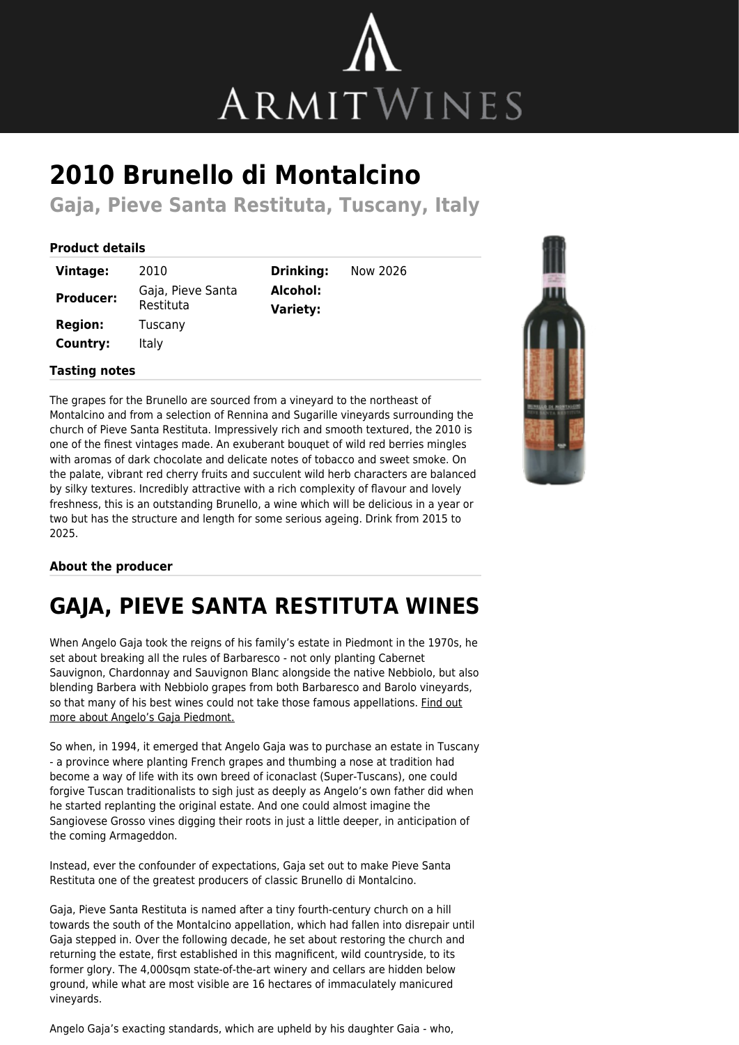# 2010 Brunello di Montalcino

## Gaja, Pieve Santa Restituta, Tuscany, Italy

### Product details

| | | | |
|---|---|---|---|
| **Vintage:** | 2010 | **Drinking:** | Now 2026 |
| **Producer:** | Gaja, Pieve Santa Restituta | **Alcohol:** | |
| **Region:** | Tuscany | **Variety:** | |
| **Country:** | Italy | | |

### Tasting notes

The grapes for the Brunello are sourced from a vineyard to the northeast of Montalcino and from a selection of Rennina and Sugarille vineyards surrounding the church of Pieve Santa Restituta. Impressively rich and smooth textured, the 2010 is one of the finest vintages made. An exuberant bouquet of wild red berries mingles with aromas of dark chocolate and delicate notes of tobacco and sweet smoke. On the palate, vibrant red cherry fruits and succulent wild herb characters are balanced by silky textures. Incredibly attractive with a rich complexity of flavour and lovely freshness, this is an outstanding Brunello, a wine which will be delicious in a year or two but has the structure and length for some serious ageing. Drink from 2015 to 2025.

### About the producer

# GAJA, PIEVE SANTA RESTITUTA WINES

When Angelo Gaja took the reigns of his family's estate in Piedmont in the 1970s, he set about breaking all the rules of Barbaresco - not only planting Cabernet Sauvignon, Chardonnay and Sauvignon Blanc alongside the native Nebbiolo, but also blending Barbera with Nebbiolo grapes from both Barbaresco and Barolo vineyards, so that many of his best wines could not take those famous appellations. Find out more about Angelo's Gaja Piedmont.

So when, in 1994, it emerged that Angelo Gaja was to purchase an estate in Tuscany - a province where planting French grapes and thumbing a nose at tradition had become a way of life with its own breed of iconaclast (Super-Tuscans), one could forgive Tuscan traditionalists to sigh just as deeply as Angelo's own father did when he started replanting the original estate. And one could almost imagine the Sangiovese Grosso vines digging their roots in just a little deeper, in anticipation of the coming Armageddon.

Instead, ever the confounder of expectations, Gaja set out to make Pieve Santa Restituta one of the greatest producers of classic Brunello di Montalcino.

Gaja, Pieve Santa Restituta is named after a tiny fourth-century church on a hill towards the south of the Montalcino appellation, which had fallen into disrepair until Gaja stepped in. Over the following decade, he set about restoring the church and returning the estate, first established in this magnificent, wild countryside, to its former glory. The 4,000sqm state-of-the-art winery and cellars are hidden below ground, while what are most visible are 16 hectares of immaculately manicured vineyards.

Angelo Gaja's exacting standards, which are upheld by his daughter Gaia - who,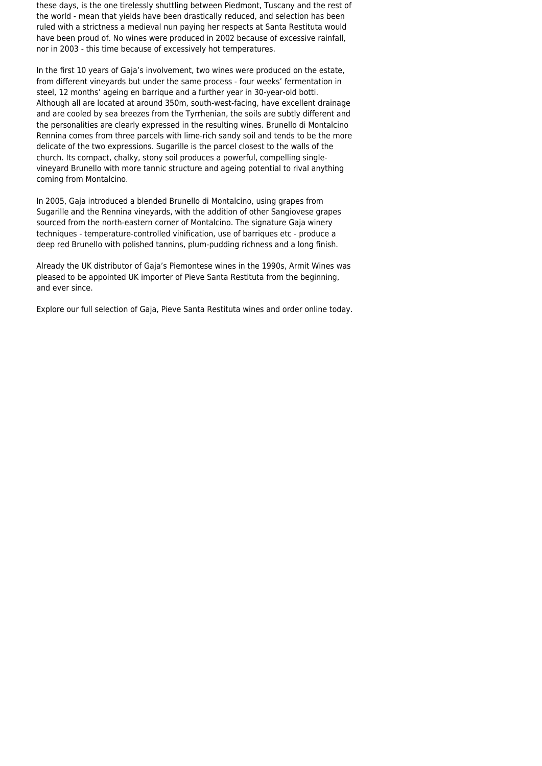these days, is the one tirelessly shuttling between Piedmont, Tuscany and the rest of the world - mean that yields have been drastically reduced, and selection has been ruled with a strictness a medieval nun paying her respects at Santa Restituta would have been proud of. No wines were produced in 2002 because of excessive rainfall, nor in 2003 - this time because of excessively hot temperatures.

In the first 10 years of Gaja's involvement, two wines were produced on the estate, from different vineyards but under the same process - four weeks' fermentation in steel, 12 months' ageing en barrique and a further year in 30-year-old botti. Although all are located at around 350m, south-west-facing, have excellent drainage and are cooled by sea breezes from the Tyrrhenian, the soils are subtly different and the personalities are clearly expressed in the resulting wines. Brunello di Montalcino Rennina comes from three parcels with lime-rich sandy soil and tends to be the more delicate of the two expressions. Sugarille is the parcel closest to the walls of the church. Its compact, chalky, stony soil produces a powerful, compelling single-vineyard Brunello with more tannic structure and ageing potential to rival anything coming from Montalcino.

In 2005, Gaja introduced a blended Brunello di Montalcino, using grapes from Sugarille and the Rennina vineyards, with the addition of other Sangiovese grapes sourced from the north-eastern corner of Montalcino. The signature Gaja winery techniques - temperature-controlled vinification, use of barriques etc - produce a deep red Brunello with polished tannins, plum-pudding richness and a long finish.

Already the UK distributor of Gaja's Piemontese wines in the 1990s, Armit Wines was pleased to be appointed UK importer of Pieve Santa Restituta from the beginning, and ever since.

Explore our full selection of Gaja, Pieve Santa Restituta wines and order online today.